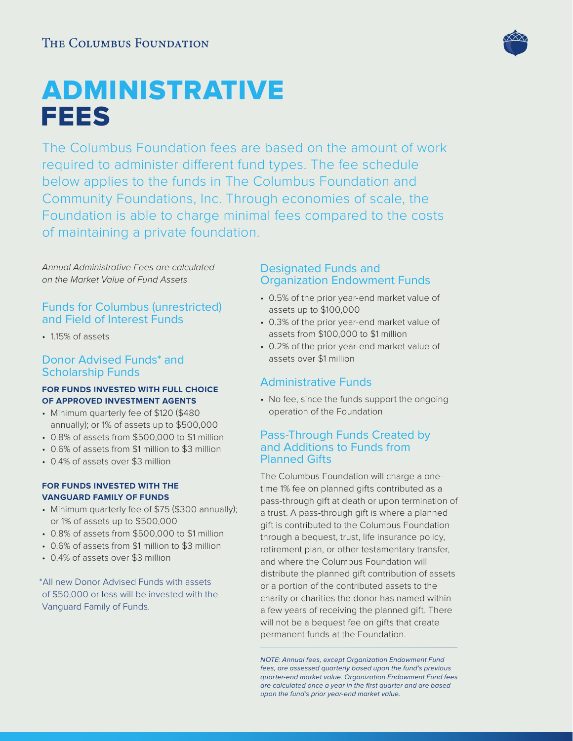The Columbus Foundation

# ADMINISTRATIVE FEES

The Columbus Foundation fees are based on the amount of work required to administer different fund types. The fee schedule below applies to the funds in The Columbus Foundation and Community Foundations, Inc. Through economies of scale, the Foundation is able to charge minimal fees compared to the costs of maintaining a private foundation.

*Annual Administrative Fees are calculated on the Market Value of Fund Assets*

## Funds for Columbus (unrestricted) and Field of Interest Funds

- 1.15% of assets

## Donor Advised Funds* and Scholarship Funds

**FOR FUNDS INVESTED WITH FULL CHOICE OF APPROVED INVESTMENT AGENTS**

- Minimum quarterly fee of $120 ($480 annually); or 1% of assets up to $500,000
- 0.8% of assets from $500,000 to $1 million
- 0.6% of assets from $1 million to $3 million
- 0.4% of assets over $3 million

**FOR FUNDS INVESTED WITH THE VANGUARD FAMILY OF FUNDS**

- Minimum quarterly fee of $75 ($300 annually); or 1% of assets up to $500,000
- 0.8% of assets from $500,000 to $1 million
- 0.6% of assets from $1 million to $3 million
- 0.4% of assets over $3 million

*All new Donor Advised Funds with assets of $50,000 or less will be invested with the Vanguard Family of Funds.

## Designated Funds and Organization Endowment Funds

- 0.5% of the prior year-end market value of assets up to $100,000
- 0.3% of the prior year-end market value of assets from $100,000 to $1 million
- 0.2% of the prior year-end market value of assets over $1 million

## Administrative Funds

- No fee, since the funds support the ongoing operation of the Foundation

## Pass-Through Funds Created by and Additions to Funds from Planned Gifts

The Columbus Foundation will charge a one-time 1% fee on planned gifts contributed as a pass-through gift at death or upon termination of a trust. A pass-through gift is where a planned gift is contributed to the Columbus Foundation through a bequest, trust, life insurance policy, retirement plan, or other testamentary transfer, and where the Columbus Foundation will distribute the planned gift contribution of assets or a portion of the contributed assets to the charity or charities the donor has named within a few years of receiving the planned gift. There will not be a bequest fee on gifts that create permanent funds at the Foundation.

*NOTE: Annual fees, except Organization Endowment Fund fees, are assessed quarterly based upon the fund's previous quarter-end market value. Organization Endowment Fund fees are calculated once a year in the first quarter and are based upon the fund's prior year-end market value.*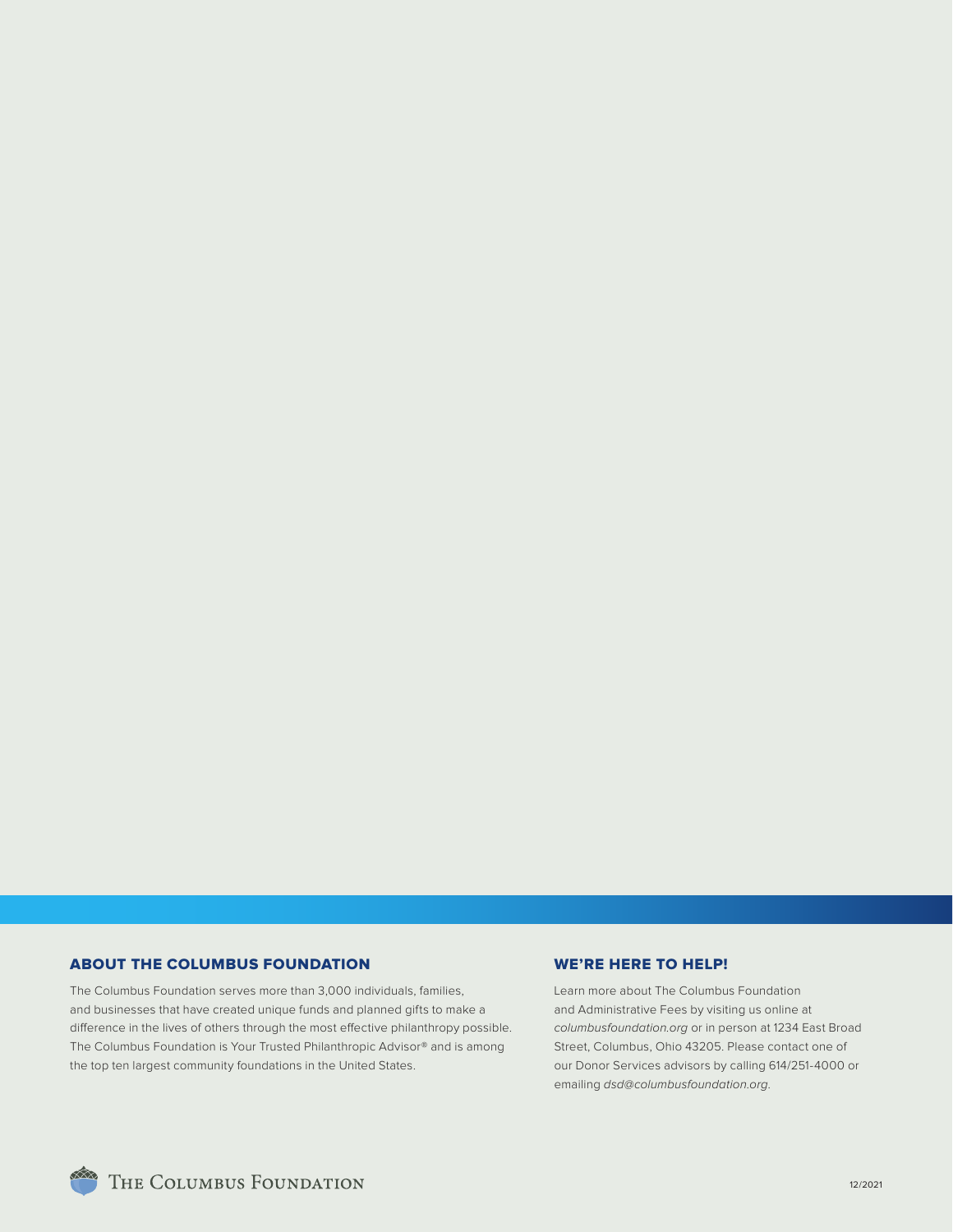## ABOUT THE COLUMBUS FOUNDATION

The Columbus Foundation serves more than 3,000 individuals, families, and businesses that have created unique funds and planned gifts to make a difference in the lives of others through the most effective philanthropy possible. The Columbus Foundation is Your Trusted Philanthropic Advisor® and is among the top ten largest community foundations in the United States.

## WE'RE HERE TO HELP!

Learn more about The Columbus Foundation and Administrative Fees by visiting us online at *columbusfoundation.org* or in person at 1234 East Broad Street, Columbus, Ohio 43205. Please contact one of our Donor Services advisors by calling 614/251-4000 or emailing *dsd@columbusfoundation.org*.

THE COLUMBUS FOUNDATION

12/2021